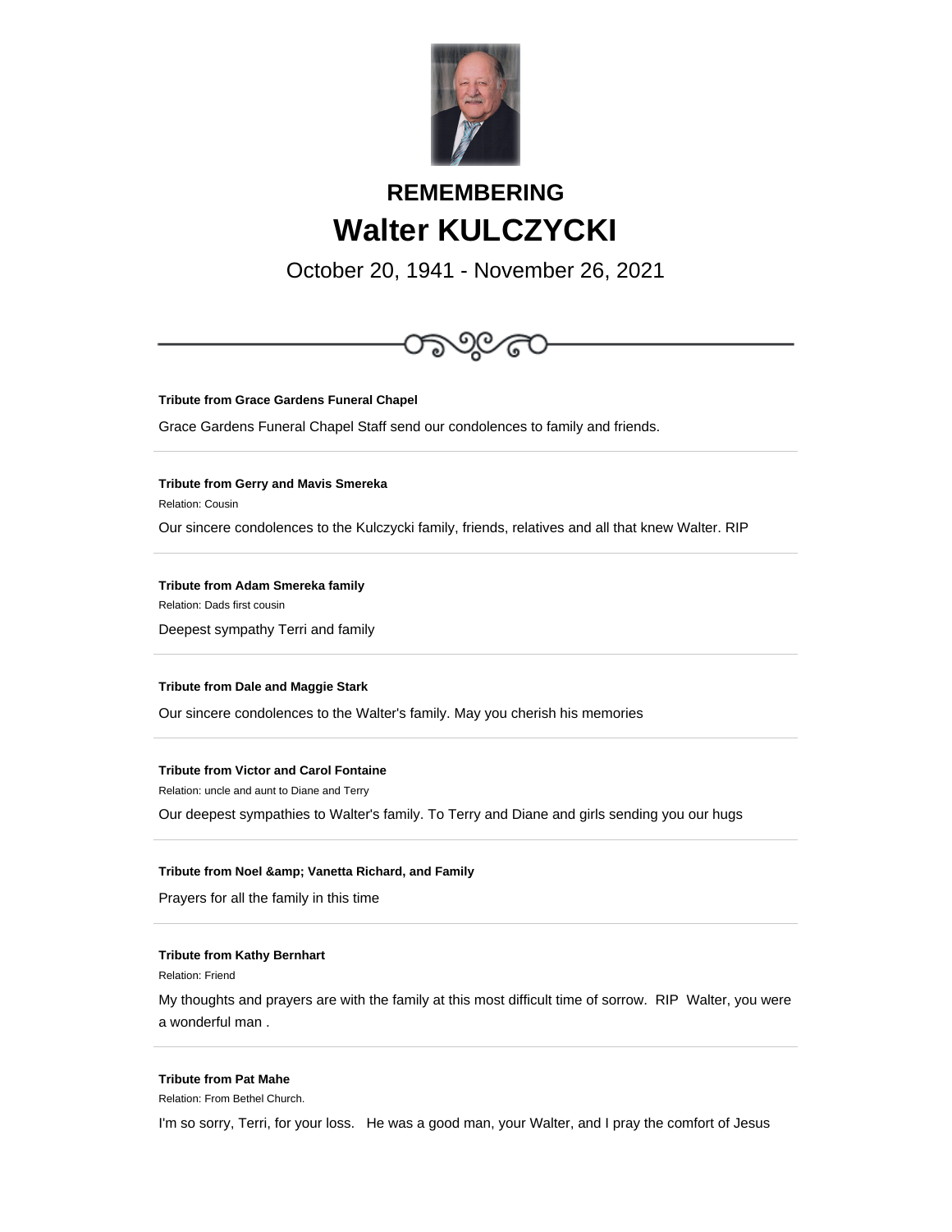# REMEMBERING
# Walter KULCZYCKI

October 20, 1941 - November 26, 2021

---

**Tribute from Grace Gardens Funeral Chapel**

Grace Gardens Funeral Chapel Staff send our condolences to family and friends.

---

**Tribute from Gerry and Mavis Smereka**

Relation: Cousin

Our sincere condolences to the Kulczycki family, friends, relatives and all that knew Walter. RIP

---

**Tribute from Adam Smereka family**

Relation: Dads first cousin

Deepest sympathy Terri and family

---

**Tribute from Dale and Maggie Stark**

Our sincere condolences to the Walter's family. May you cherish his memories

---

**Tribute from Victor and Carol Fontaine**

Relation: uncle and aunt to Diane and Terry

Our deepest sympathies to Walter's family. To Terry and Diane and girls sending you our hugs

---

**Tribute from Noel &amp; Vanetta Richard, and Family**

Prayers for all the family in this time

---

**Tribute from Kathy Bernhart**

Relation: Friend

My thoughts and prayers are with the family at this most difficult time of sorrow. RIP Walter, you were a wonderful man .

---

**Tribute from Pat Mahe**

Relation: From Bethel Church.

I'm so sorry, Terri, for your loss. He was a good man, your Walter, and I pray the comfort of Jesus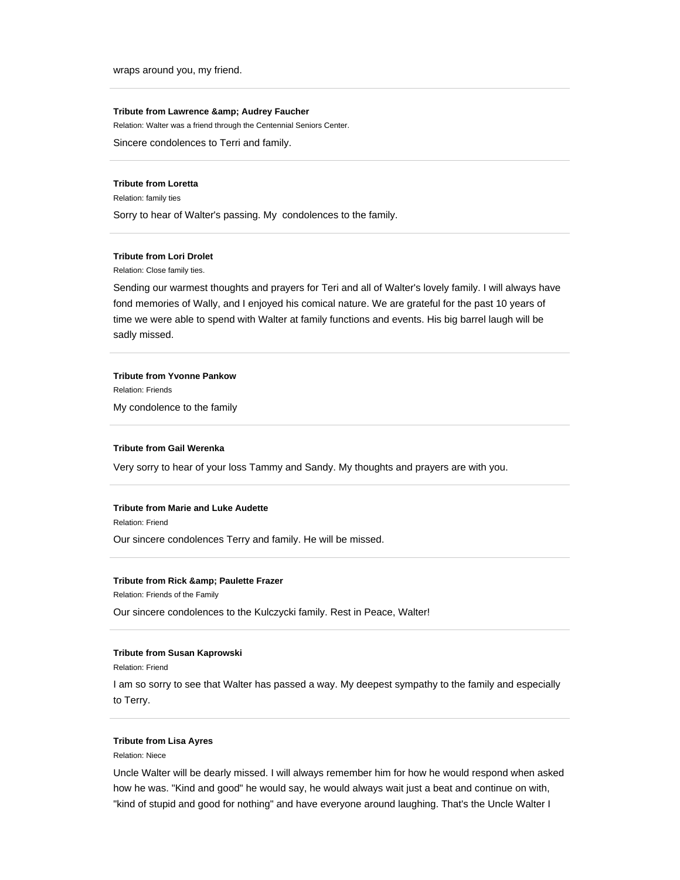wraps around you, my friend.

---

**Tribute from Lawrence &amp; Audrey Faucher**

Relation: Walter was a friend through the Centennial Seniors Center.

Sincere condolences to Terri and family.

---

**Tribute from Loretta**

Relation: family ties

Sorry to hear of Walter's passing. My  condolences to the family.

---

**Tribute from Lori Drolet**

Relation: Close family ties.

Sending our warmest thoughts and prayers for Teri and all of Walter's lovely family. I will always have fond memories of Wally, and I enjoyed his comical nature. We are grateful for the past 10 years of time we were able to spend with Walter at family functions and events. His big barrel laugh will be sadly missed.

---

**Tribute from Yvonne Pankow**

Relation: Friends

My condolence to the family

---

**Tribute from Gail Werenka**

Very sorry to hear of your loss Tammy and Sandy. My thoughts and prayers are with you.

---

**Tribute from Marie and Luke Audette**

Relation: Friend

Our sincere condolences Terry and family. He will be missed.

---

**Tribute from Rick &amp; Paulette Frazer**

Relation: Friends of the Family

Our sincere condolences to the Kulczycki family. Rest in Peace, Walter!

---

**Tribute from Susan Kaprowski**

Relation: Friend

I am so sorry to see that Walter has passed a way. My deepest sympathy to the family and especially to Terry.

---

**Tribute from Lisa Ayres**

Relation: Niece

Uncle Walter will be dearly missed. I will always remember him for how he would respond when asked how he was. "Kind and good" he would say, he would always wait just a beat and continue on with, "kind of stupid and good for nothing" and have everyone around laughing. That's the Uncle Walter I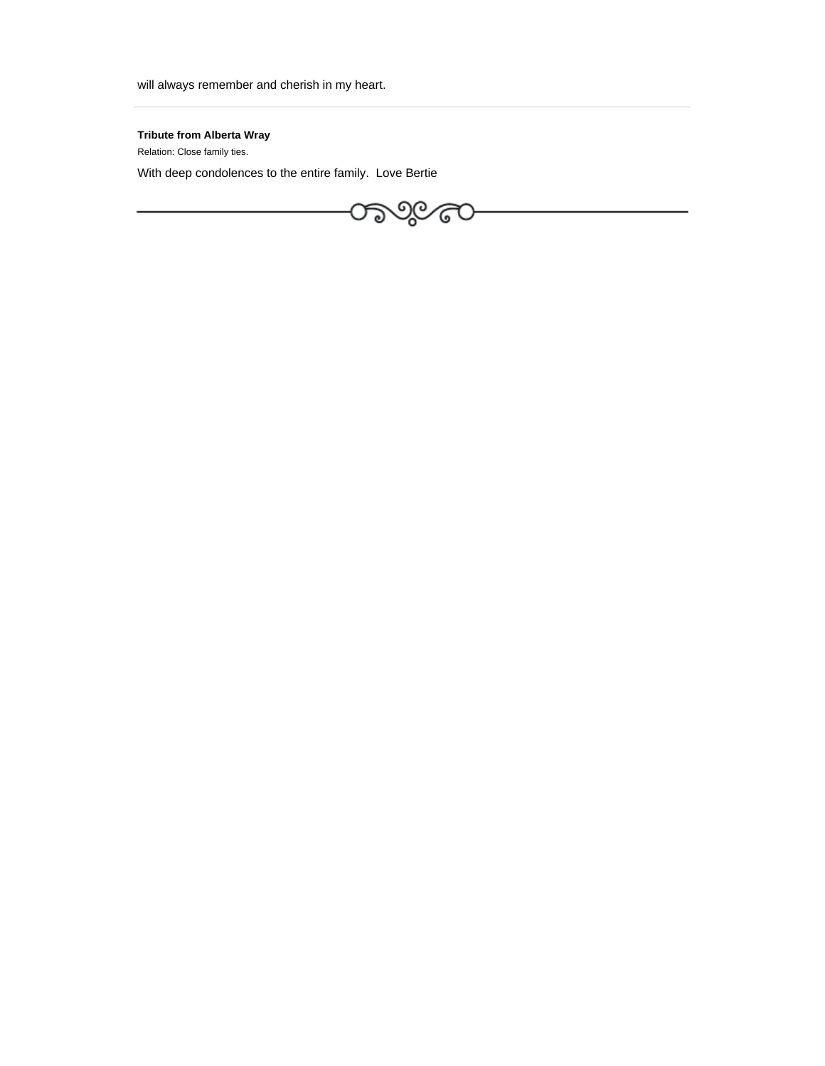will always remember and cherish in my heart.

---

**Tribute from Alberta Wray**

Relation: Close family ties.

With deep condolences to the entire family. Love Bertie